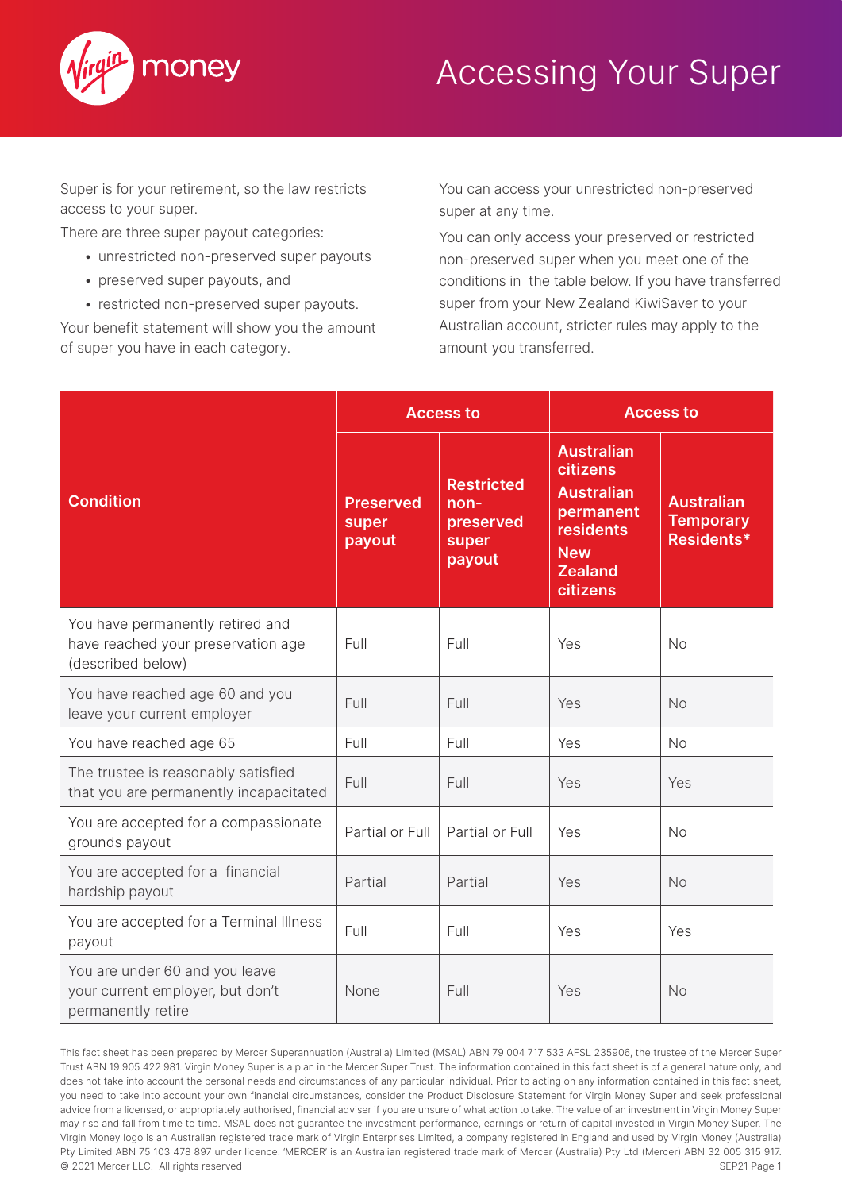# Accessing Your Super

Super is for your retirement, so the law restricts access to your super.

There are three super payout categories:

- unrestricted non-preserved super payouts
- preserved super payouts, and
- restricted non-preserved super payouts.

Your benefit statement will show you the amount of super you have in each category.

You can access your unrestricted non-preserved super at any time.

You can only access your preserved or restricted non-preserved super when you meet one of the conditions in the table below. If you have transferred super from your New Zealand KiwiSaver to your Australian account, stricter rules may apply to the amount you transferred.

| Condition | Access to | | Access to | |
|---|---|---|---|---|
| | **Preserved super payout** | **Restricted non-preserved super payout** | **Australian citizens Australian permanent residents New Zealand citizens** | **Australian Temporary Residents*** |
| You have permanently retired and have reached your preservation age (described below) | Full | Full | Yes | No |
| You have reached age 60 and you leave your current employer | Full | Full | Yes | No |
| You have reached age 65 | Full | Full | Yes | No |
| The trustee is reasonably satisfied that you are permanently incapacitated | Full | Full | Yes | Yes |
| You are accepted for a compassionate grounds payout | Partial or Full | Partial or Full | Yes | No |
| You are accepted for a financial hardship payout | Partial | Partial | Yes | No |
| You are accepted for a Terminal Illness payout | Full | Full | Yes | Yes |
| You are under 60 and you leave your current employer, but don't permanently retire | None | Full | Yes | No |

This fact sheet has been prepared by Mercer Superannuation (Australia) Limited (MSAL) ABN 79 004 717 533 AFSL 235906, the trustee of the Mercer Super Trust ABN 19 905 422 981. Virgin Money Super is a plan in the Mercer Super Trust. The information contained in this fact sheet is of a general nature only, and does not take into account the personal needs and circumstances of any particular individual. Prior to acting on any information contained in this fact sheet, you need to take into account your own financial circumstances, consider the Product Disclosure Statement for Virgin Money Super and seek professional advice from a licensed, or appropriately authorised, financial adviser if you are unsure of what action to take. The value of an investment in Virgin Money Super may rise and fall from time to time. MSAL does not guarantee the investment performance, earnings or return of capital invested in Virgin Money Super. The Virgin Money logo is an Australian registered trade mark of Virgin Enterprises Limited, a company registered in England and used by Virgin Money (Australia) Pty Limited ABN 75 103 478 897 under licence. 'MERCER' is an Australian registered trade mark of Mercer (Australia) Pty Ltd (Mercer) ABN 32 005 315 917. © 2021 Mercer LLC. All rights reserved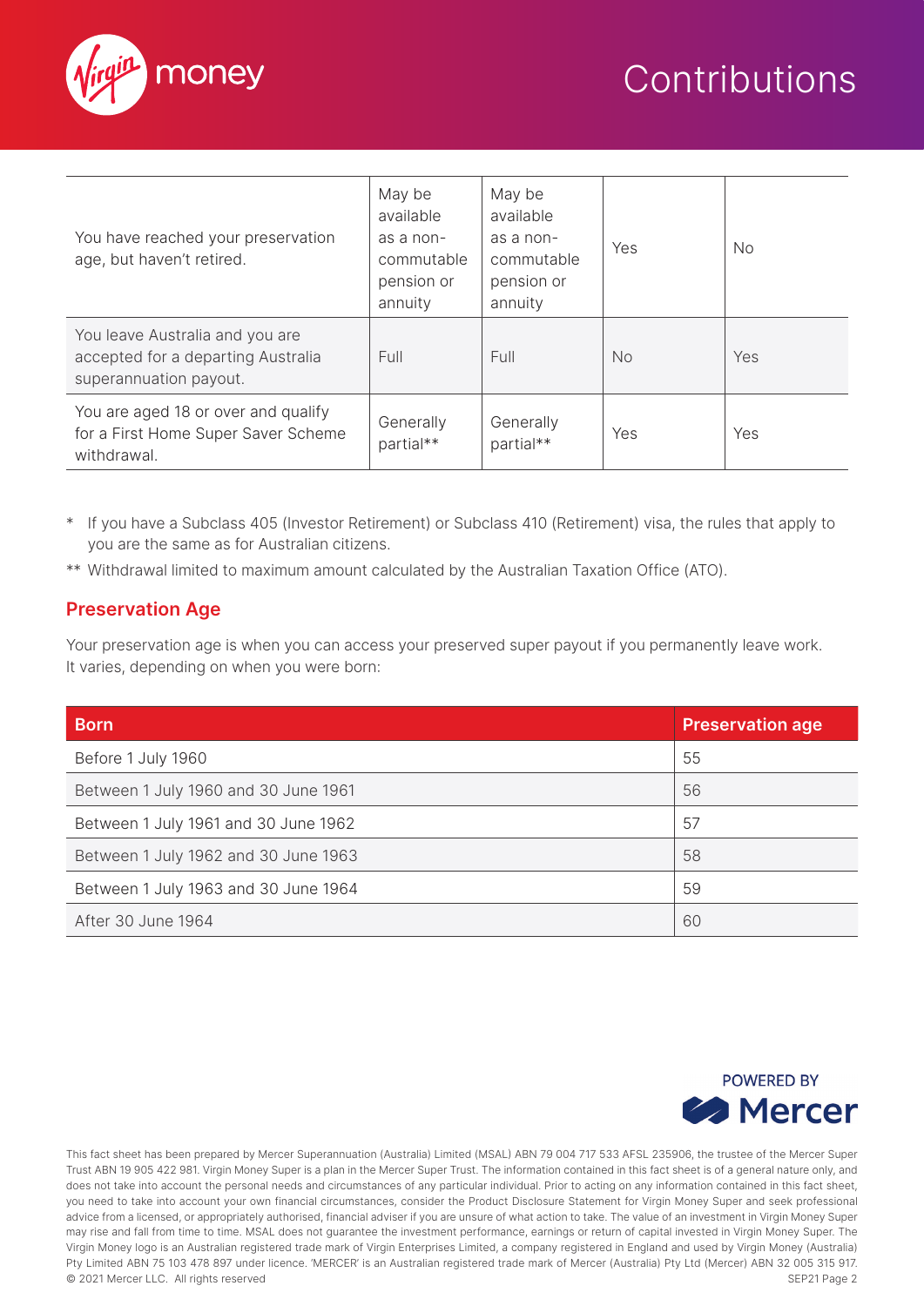# Contributions

| | | | | |
|---|---|---|---|---|
| You have reached your preservation age, but haven't retired. | May be available as a non-commutable pension or annuity | May be available as a non-commutable pension or annuity | Yes | No |
| You leave Australia and you are accepted for a departing Australia superannuation payout. | Full | Full | No | Yes |
| You are aged 18 or over and qualify for a First Home Super Saver Scheme withdrawal. | Generally partial** | Generally partial** | Yes | Yes |

* If you have a Subclass 405 (Investor Retirement) or Subclass 410 (Retirement) visa, the rules that apply to you are the same as for Australian citizens.

** Withdrawal limited to maximum amount calculated by the Australian Taxation Office (ATO).

## Preservation Age

Your preservation age is when you can access your preserved super payout if you permanently leave work. It varies, depending on when you were born:

| Born | Preservation age |
|---|---|
| Before 1 July 1960 | 55 |
| Between 1 July 1960 and 30 June 1961 | 56 |
| Between 1 July 1961 and 30 June 1962 | 57 |
| Between 1 July 1962 and 30 June 1963 | 58 |
| Between 1 July 1963 and 30 June 1964 | 59 |
| After 30 June 1964 | 60 |

POWERED BY Mercer

This fact sheet has been prepared by Mercer Superannuation (Australia) Limited (MSAL) ABN 79 004 717 533 AFSL 235906, the trustee of the Mercer Super Trust ABN 19 905 422 981. Virgin Money Super is a plan in the Mercer Super Trust. The information contained in this fact sheet is of a general nature only, and does not take into account the personal needs and circumstances of any particular individual. Prior to acting on any information contained in this fact sheet, you need to take into account your own financial circumstances, consider the Product Disclosure Statement for Virgin Money Super and seek professional advice from a licensed, or appropriately authorised, financial adviser if you are unsure of what action to take. The value of an investment in Virgin Money Super may rise and fall from time to time. MSAL does not guarantee the investment performance, earnings or return of capital invested in Virgin Money Super. The Virgin Money logo is an Australian registered trade mark of Virgin Enterprises Limited, a company registered in England and used by Virgin Money (Australia) Pty Limited ABN 75 103 478 897 under licence. 'MERCER' is an Australian registered trade mark of Mercer (Australia) Pty Ltd (Mercer) ABN 32 005 315 917. © 2021 Mercer LLC. All rights reserved